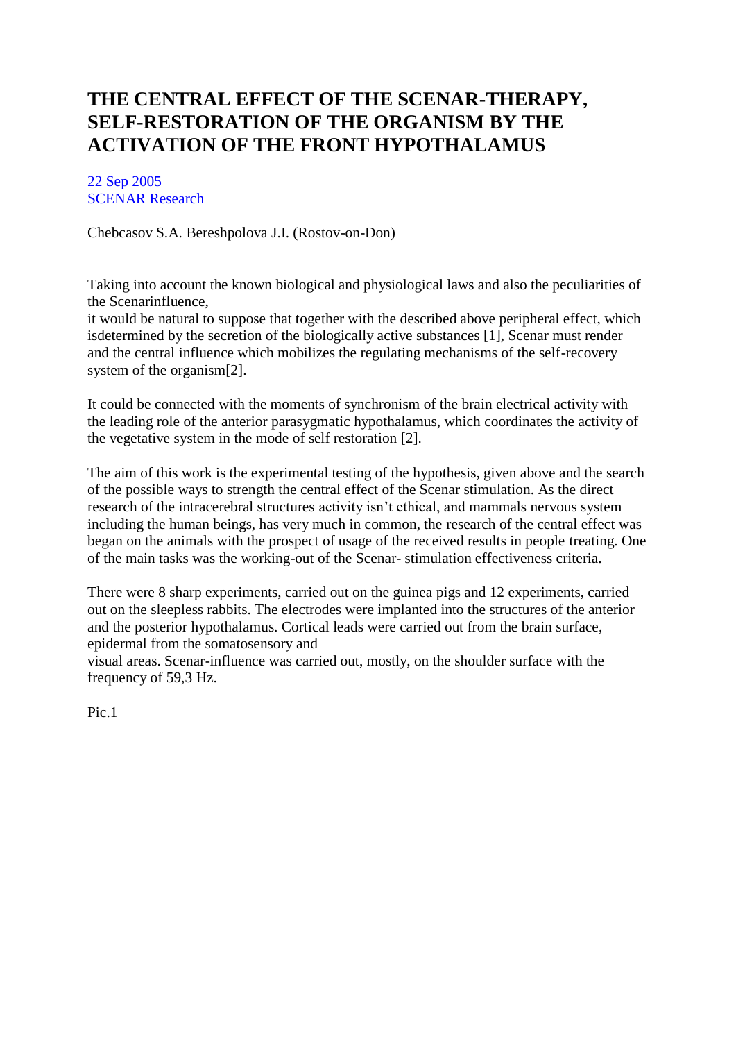# THE CENTRAL EFFECT OF THE SCENAR-THERAPY, SELF-RESTORATION OF THE ORGANISM BY THE ACTIVATION OF THE FRONT HYPOTHALAMUS

22 Sep 2005
SCENAR Research

Chebcasov S.A. Bereshpolova J.I. (Rostov-on-Don)

Taking into account the known biological and physiological laws and also the peculiarities of the Scenarinfluence,
it would be natural to suppose that together with the described above peripheral effect, which isdetermined by the secretion of the biologically active substances [1], Scenar must render and the central influence which mobilizes the regulating mechanisms of the self-recovery system of the organism[2].

It could be connected with the moments of synchronism of the brain electrical activity with the leading role of the anterior parasygmatic hypothalamus, which coordinates the activity of the vegetative system in the mode of self restoration [2].

The aim of this work is the experimental testing of the hypothesis, given above and the search of the possible ways to strength the central effect of the Scenar stimulation. As the direct research of the intracerebral structures activity isn't ethical, and mammals nervous system including the human beings, has very much in common, the research of the central effect was began on the animals with the prospect of usage of the received results in people treating. One of the main tasks was the working-out of the Scenar- stimulation effectiveness criteria.

There were 8 sharp experiments, carried out on the guinea pigs and 12 experiments, carried out on the sleepless rabbits. The electrodes were implanted into the structures of the anterior and the posterior hypothalamus. Cortical leads were carried out from the brain surface, epidermal from the somatosensory and
visual areas. Scenar-influence was carried out, mostly, on the shoulder surface with the frequency of 59,3 Hz.

Pic.1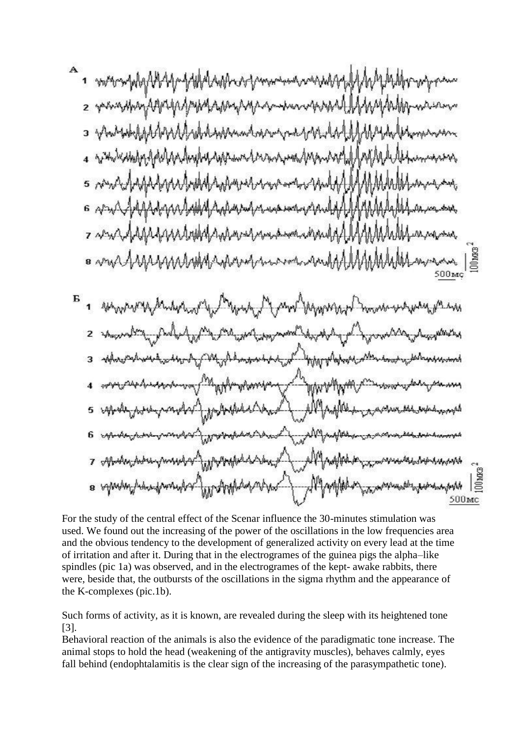For the study of the central effect of the Scenar influence the 30-minutes stimulation was used. We found out the increasing of the power of the oscillations in the low frequencies area and the obvious tendency to the development of generalized activity on every lead at the time of irritation and after it. During that in the electrogrames of the guinea pigs the alpha–like spindles (pic 1a) was observed, and in the electrogrames of the kept- awake rabbits, there were, beside that, the outbursts of the oscillations in the sigma rhythm and the appearance of the K-complexes (pic.1b).

Such forms of activity, as it is known, are revealed during the sleep with its heightened tone [3].

Behavioral reaction of the animals is also the evidence of the paradigmatic tone increase. The animal stops to hold the head (weakening of the antigravity muscles), behaves calmly, eyes fall behind (endophtalamitis is the clear sign of the increasing of the parasympathetic tone).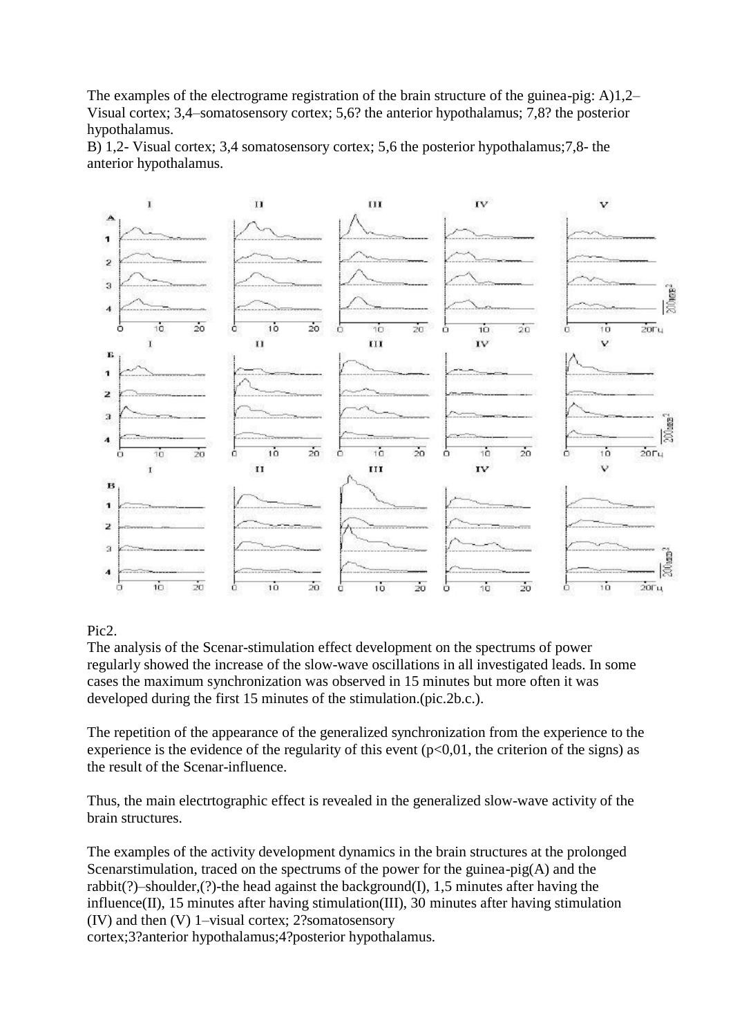The examples of the electrograme registration of the brain structure of the guinea-pig: A)1,2– Visual cortex; 3,4–somatosensory cortex; 5,6? the anterior hypothalamus; 7,8? the posterior hypothalamus.

B) 1,2- Visual cortex; 3,4 somatosensory cortex; 5,6 the posterior hypothalamus;7,8- the anterior hypothalamus.

Pic2.

The analysis of the Scenar-stimulation effect development on the spectrums of power regularly showed the increase of the slow-wave oscillations in all investigated leads. In some cases the maximum synchronization was observed in 15 minutes but more often it was developed during the first 15 minutes of the stimulation.(pic.2b.c.).

The repetition of the appearance of the generalized synchronization from the experience to the experience is the evidence of the regularity of this event ($p<0,01$, the criterion of the signs) as the result of the Scenar-influence.

Thus, the main electrtographic effect is revealed in the generalized slow-wave activity of the brain structures.

The examples of the activity development dynamics in the brain structures at the prolonged Scenarstimulation, traced on the spectrums of the power for the guinea-pig(A) and the rabbit(?)–shoulder,(?)-the head against the background(I), 1,5 minutes after having the influence(II), 15 minutes after having stimulation(III), 30 minutes after having stimulation (IV) and then (V) 1–visual cortex; 2?somatosensory cortex;3?anterior hypothalamus;4?posterior hypothalamus.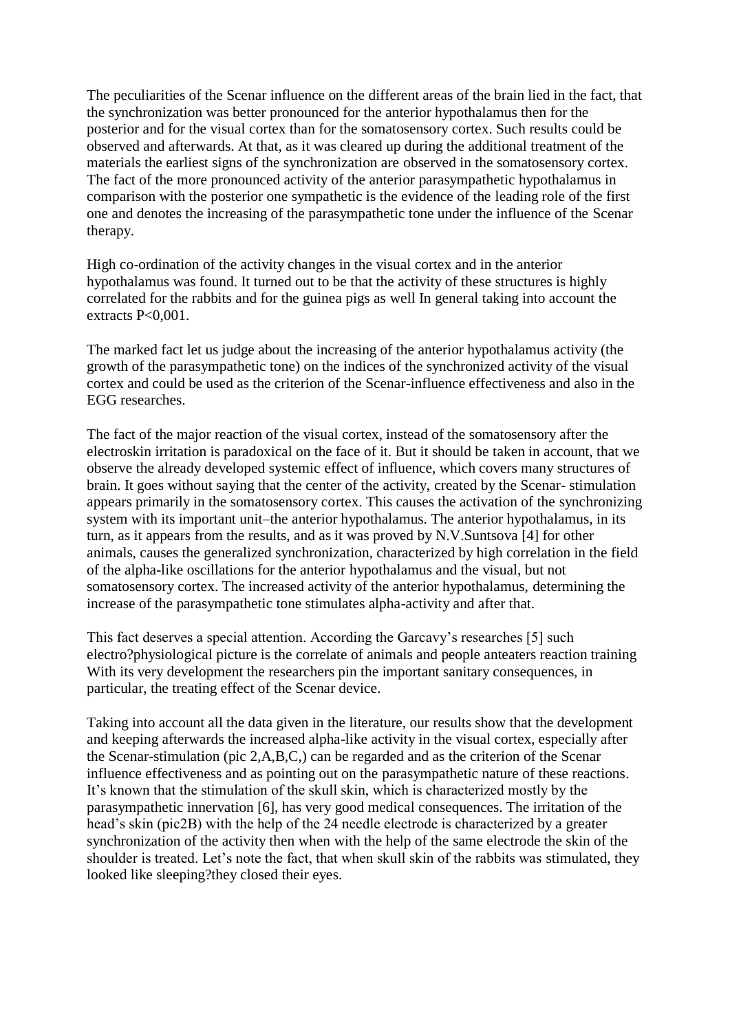The peculiarities of the Scenar influence on the different areas of the brain lied in the fact, that the synchronization was better pronounced for the anterior hypothalamus then for the posterior and for the visual cortex than for the somatosensory cortex. Such results could be observed and afterwards. At that, as it was cleared up during the additional treatment of the materials the earliest signs of the synchronization are observed in the somatosensory cortex. The fact of the more pronounced activity of the anterior parasympathetic hypothalamus in comparison with the posterior one sympathetic is the evidence of the leading role of the first one and denotes the increasing of the parasympathetic tone under the influence of the Scenar therapy.

High co-ordination of the activity changes in the visual cortex and in the anterior hypothalamus was found. It turned out to be that the activity of these structures is highly correlated for the rabbits and for the guinea pigs as well In general taking into account the extracts $P<0,001$.

The marked fact let us judge about the increasing of the anterior hypothalamus activity (the growth of the parasympathetic tone) on the indices of the synchronized activity of the visual cortex and could be used as the criterion of the Scenar-influence effectiveness and also in the EGG researches.

The fact of the major reaction of the visual cortex, instead of the somatosensory after the electroskin irritation is paradoxical on the face of it. But it should be taken in account, that we observe the already developed systemic effect of influence, which covers many structures of brain. It goes without saying that the center of the activity, created by the Scenar- stimulation appears primarily in the somatosensory cortex. This causes the activation of the synchronizing system with its important unit–the anterior hypothalamus. The anterior hypothalamus, in its turn, as it appears from the results, and as it was proved by N.V.Suntsova [4] for other animals, causes the generalized synchronization, characterized by high correlation in the field of the alpha-like oscillations for the anterior hypothalamus and the visual, but not somatosensory cortex. The increased activity of the anterior hypothalamus, determining the increase of the parasympathetic tone stimulates alpha-activity and after that.

This fact deserves a special attention. According the Garcavy's researches [5] such electro?physiological picture is the correlate of animals and people anteaters reaction training With its very development the researchers pin the important sanitary consequences, in particular, the treating effect of the Scenar device.

Taking into account all the data given in the literature, our results show that the development and keeping afterwards the increased alpha-like activity in the visual cortex, especially after the Scenar-stimulation (pic 2,A,B,C,) can be regarded and as the criterion of the Scenar influence effectiveness and as pointing out on the parasympathetic nature of these reactions. It's known that the stimulation of the skull skin, which is characterized mostly by the parasympathetic innervation [6], has very good medical consequences. The irritation of the head's skin (pic2B) with the help of the 24 needle electrode is characterized by a greater synchronization of the activity then when with the help of the same electrode the skin of the shoulder is treated. Let's note the fact, that when skull skin of the rabbits was stimulated, they looked like sleeping?they closed their eyes.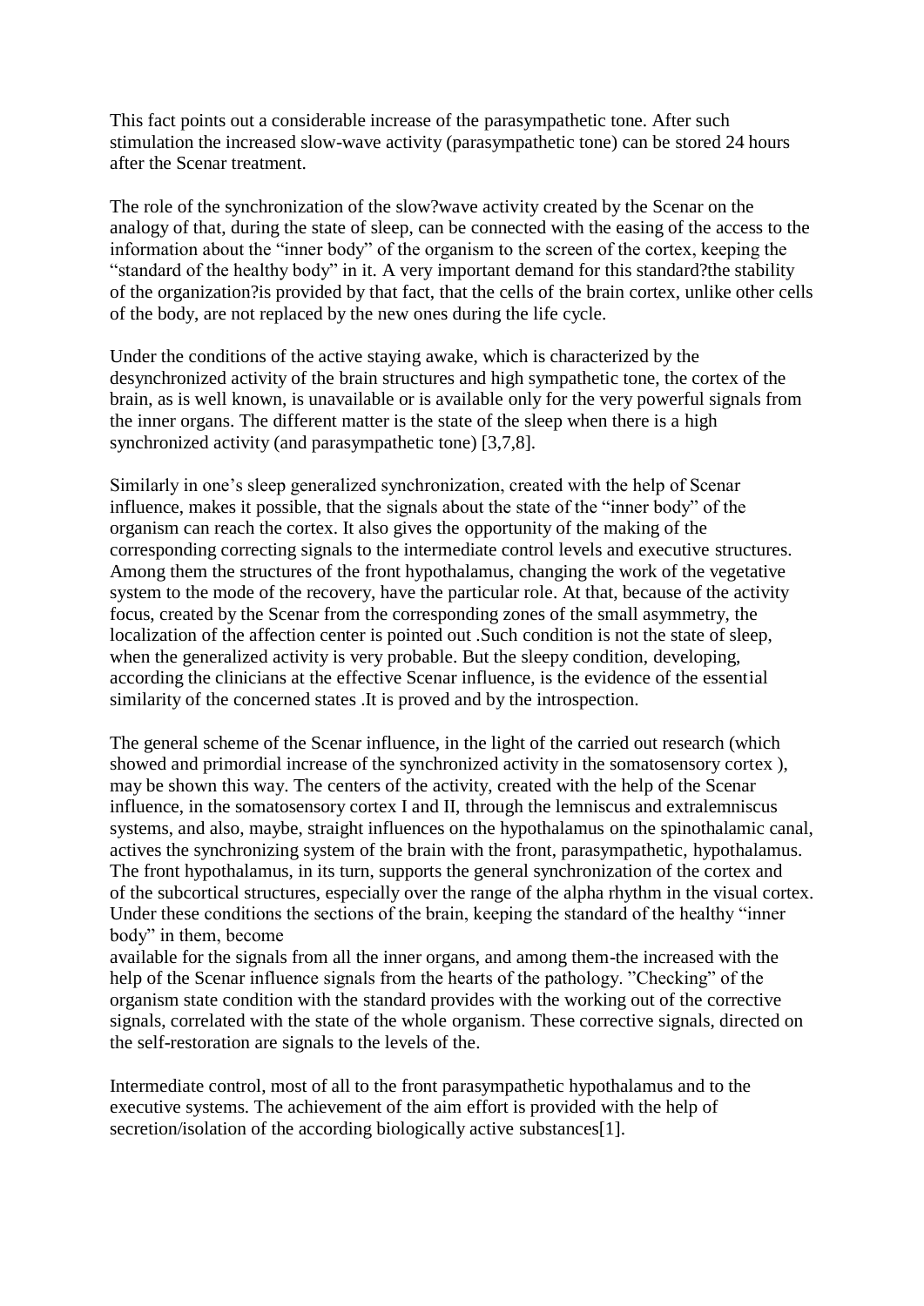This fact points out a considerable increase of the parasympathetic tone. After such stimulation the increased slow-wave activity (parasympathetic tone) can be stored 24 hours after the Scenar treatment.

The role of the synchronization of the slow?wave activity created by the Scenar on the analogy of that, during the state of sleep, can be connected with the easing of the access to the information about the "inner body" of the organism to the screen of the cortex, keeping the "standard of the healthy body" in it. A very important demand for this standard?the stability of the organization?is provided by that fact, that the cells of the brain cortex, unlike other cells of the body, are not replaced by the new ones during the life cycle.

Under the conditions of the active staying awake, which is characterized by the desynchronized activity of the brain structures and high sympathetic tone, the cortex of the brain, as is well known, is unavailable or is available only for the very powerful signals from the inner organs. The different matter is the state of the sleep when there is a high synchronized activity (and parasympathetic tone) [3,7,8].

Similarly in one's sleep generalized synchronization, created with the help of Scenar influence, makes it possible, that the signals about the state of the "inner body" of the organism can reach the cortex. It also gives the opportunity of the making of the corresponding correcting signals to the intermediate control levels and executive structures. Among them the structures of the front hypothalamus, changing the work of the vegetative system to the mode of the recovery, have the particular role. At that, because of the activity focus, created by the Scenar from the corresponding zones of the small asymmetry, the localization of the affection center is pointed out .Such condition is not the state of sleep, when the generalized activity is very probable. But the sleepy condition, developing, according the clinicians at the effective Scenar influence, is the evidence of the essential similarity of the concerned states .It is proved and by the introspection.

The general scheme of the Scenar influence, in the light of the carried out research (which showed and primordial increase of the synchronized activity in the somatosensory cortex ), may be shown this way. The centers of the activity, created with the help of the Scenar influence, in the somatosensory cortex I and II, through the lemniscus and extralemniscus systems, and also, maybe, straight influences on the hypothalamus on the spinothalamic canal, actives the synchronizing system of the brain with the front, parasympathetic, hypothalamus. The front hypothalamus, in its turn, supports the general synchronization of the cortex and of the subcortical structures, especially over the range of the alpha rhythm in the visual cortex. Under these conditions the sections of the brain, keeping the standard of the healthy "inner body" in them, become
available for the signals from all the inner organs, and among them-the increased with the help of the Scenar influence signals from the hearts of the pathology. "Checking" of the organism state condition with the standard provides with the working out of the corrective signals, correlated with the state of the whole organism. These corrective signals, directed on the self-restoration are signals to the levels of the.

Intermediate control, most of all to the front parasympathetic hypothalamus and to the executive systems. The achievement of the aim effort is provided with the help of secretion/isolation of the according biologically active substances[1].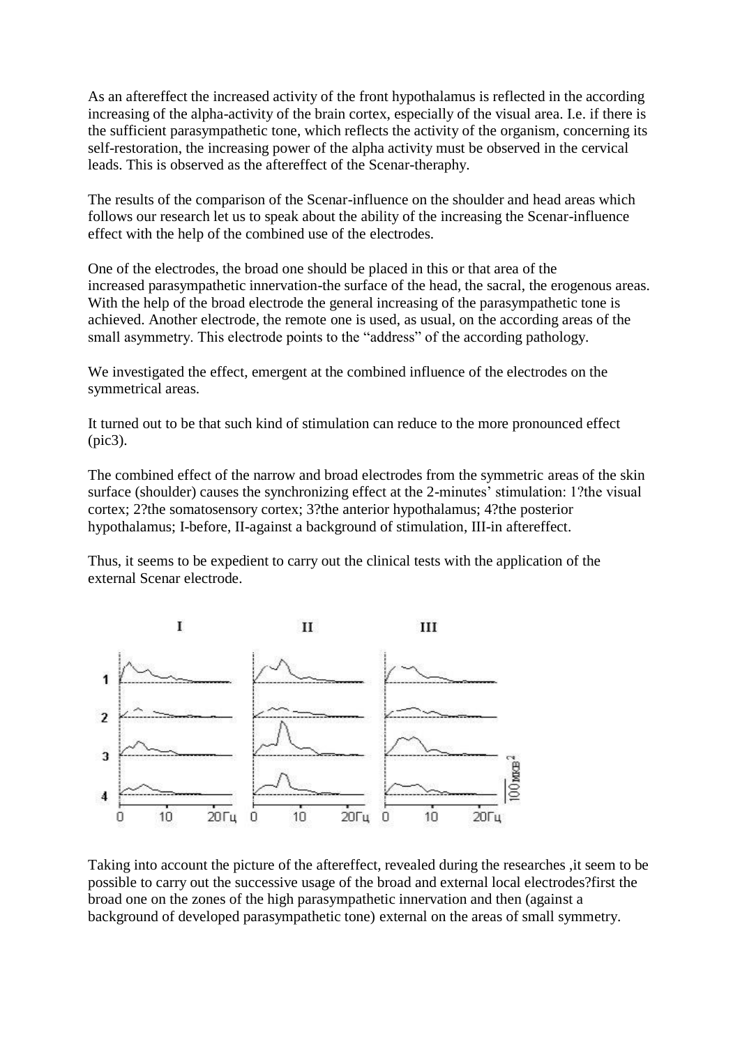As an aftereffect the increased activity of the front hypothalamus is reflected in the according increasing of the alpha-activity of the brain cortex, especially of the visual area. I.e. if there is the sufficient parasympathetic tone, which reflects the activity of the organism, concerning its self-restoration, the increasing power of the alpha activity must be observed in the cervical leads. This is observed as the aftereffect of the Scenar-theraphy.

The results of the comparison of the Scenar-influence on the shoulder and head areas which follows our research let us to speak about the ability of the increasing the Scenar-influence effect with the help of the combined use of the electrodes.

One of the electrodes, the broad one should be placed in this or that area of the increased parasympathetic innervation-the surface of the head, the sacral, the erogenous areas. With the help of the broad electrode the general increasing of the parasympathetic tone is achieved. Another electrode, the remote one is used, as usual, on the according areas of the small asymmetry. This electrode points to the "address" of the according pathology.

We investigated the effect, emergent at the combined influence of the electrodes on the symmetrical areas.

It turned out to be that such kind of stimulation can reduce to the more pronounced effect (pic3).

The combined effect of the narrow and broad electrodes from the symmetric areas of the skin surface (shoulder) causes the synchronizing effect at the 2-minutes' stimulation: 1?the visual cortex; 2?the somatosensory cortex; 3?the anterior hypothalamus; 4?the posterior hypothalamus; I-before, II-against a background of stimulation, III-in aftereffect.

Thus, it seems to be expedient to carry out the clinical tests with the application of the external Scenar electrode.

Taking into account the picture of the aftereffect, revealed during the researches ,it seem to be possible to carry out the successive usage of the broad and external local electrodes?first the broad one on the zones of the high parasympathetic innervation and then (against a background of developed parasympathetic tone) external on the areas of small symmetry.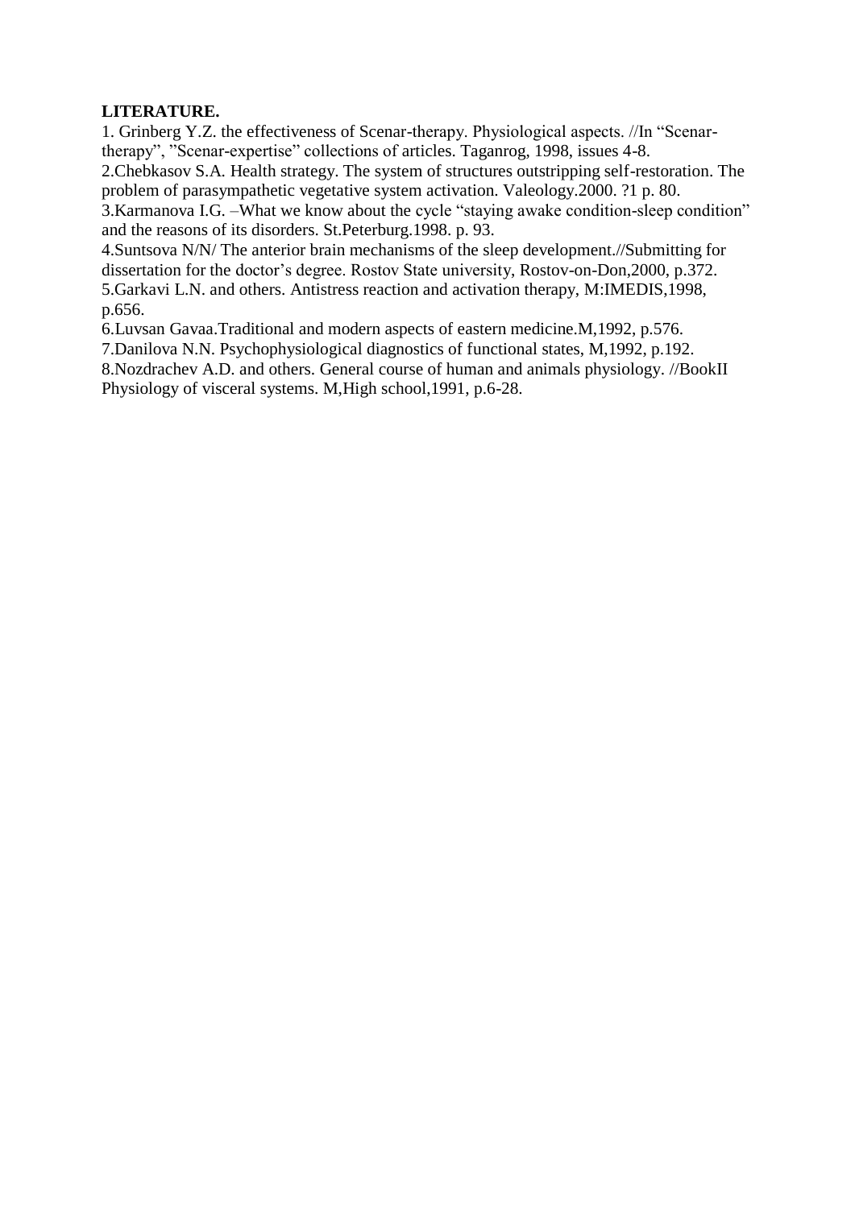**LITERATURE.**

1. Grinberg Y.Z. the effectiveness of Scenar-therapy. Physiological aspects. //In "Scenar-therapy", "Scenar-expertise" collections of articles. Taganrog, 1998, issues 4-8.
2. Chebkasov S.A. Health strategy. The system of structures outstripping self-restoration. The problem of parasympathetic vegetative system activation. Valeology.2000. ?1 p. 80.
3. Karmanova I.G. –What we know about the cycle "staying awake condition-sleep condition" and the reasons of its disorders. St.Peterburg.1998. p. 93.
4. Suntsova N/N/ The anterior brain mechanisms of the sleep development.//Submitting for dissertation for the doctor's degree. Rostov State university, Rostov-on-Don,2000, p.372.
5. Garkavi L.N. and others. Antistress reaction and activation therapy, M:IMEDIS,1998, p.656.
6. Luvsan Gavaa.Traditional and modern aspects of eastern medicine.M,1992, p.576.
7. Danilova N.N. Psychophysiological diagnostics of functional states, M,1992, p.192.
8. Nozdrachev A.D. and others. General course of human and animals physiology. //BookII Physiology of visceral systems. M,High school,1991, p.6-28.